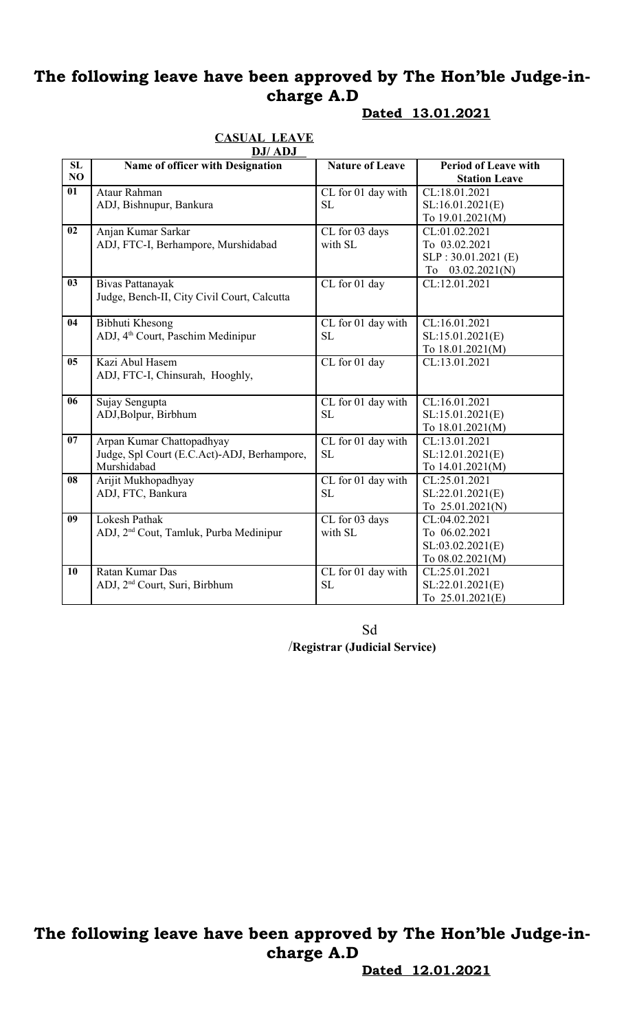# The following leave have been approved by The Hon'ble Judge-in-charge A.D

**Dated 13.01.2021**

**CASUAL LEAVE**

**DJ/ ADJ**

| SL NO | Name of officer with Designation | Nature of Leave | Period of Leave with Station Leave |
|---|---|---|---|
| 01 | Ataur Rahman<br>ADJ, Bishnupur, Bankura | CL for 01 day with SL | CL:18.01.2021<br>SL:16.01.2021(E)<br>To 19.01.2021(M) |
| 02 | Anjan Kumar Sarkar<br>ADJ, FTC-I, Berhampore, Murshidabad | CL for 03 days with SL | CL:01.02.2021<br>To 03.02.2021<br>SLP : 30.01.2021 (E)<br>To 03.02.2021(N) |
| 03 | Bivas Pattanayak<br>Judge, Bench-II, City Civil Court, Calcutta | CL for 01 day | CL:12.01.2021 |
| 04 | Bibhuti Khesong<br>ADJ, 4th Court, Paschim Medinipur | CL for 01 day with SL | CL:16.01.2021<br>SL:15.01.2021(E)<br>To 18.01.2021(M) |
| 05 | Kazi Abul Hasem<br>ADJ, FTC-I, Chinsurah, Hooghly, | CL for 01 day | CL:13.01.2021 |
| 06 | Sujay Sengupta<br>ADJ,Bolpur, Birbhum | CL for 01 day with SL | CL:16.01.2021<br>SL:15.01.2021(E)<br>To 18.01.2021(M) |
| 07 | Arpan Kumar Chattopadhyay<br>Judge, Spl Court (E.C.Act)-ADJ, Berhampore, Murshidabad | CL for 01 day with SL | CL:13.01.2021<br>SL:12.01.2021(E)<br>To 14.01.2021(M) |
| 08 | Arijit Mukhopadhyay<br>ADJ, FTC, Bankura | CL for 01 day with SL | CL:25.01.2021<br>SL:22.01.2021(E)<br>To 25.01.2021(N) |
| 09 | Lokesh Pathak<br>ADJ, 2nd Cout, Tamluk, Purba Medinipur | CL for 03 days with SL | CL:04.02.2021<br>To 06.02.2021<br>SL:03.02.2021(E)<br>To 08.02.2021(M) |
| 10 | Ratan Kumar Das<br>ADJ, 2nd Court, Suri, Birbhum | CL for 01 day with SL | CL:25.01.2021<br>SL:22.01.2021(E)<br>To 25.01.2021(E) |

Sd

/**Registrar (Judicial Service)**

# The following leave have been approved by The Hon'ble Judge-in-charge A.D

**Dated 12.01.2021**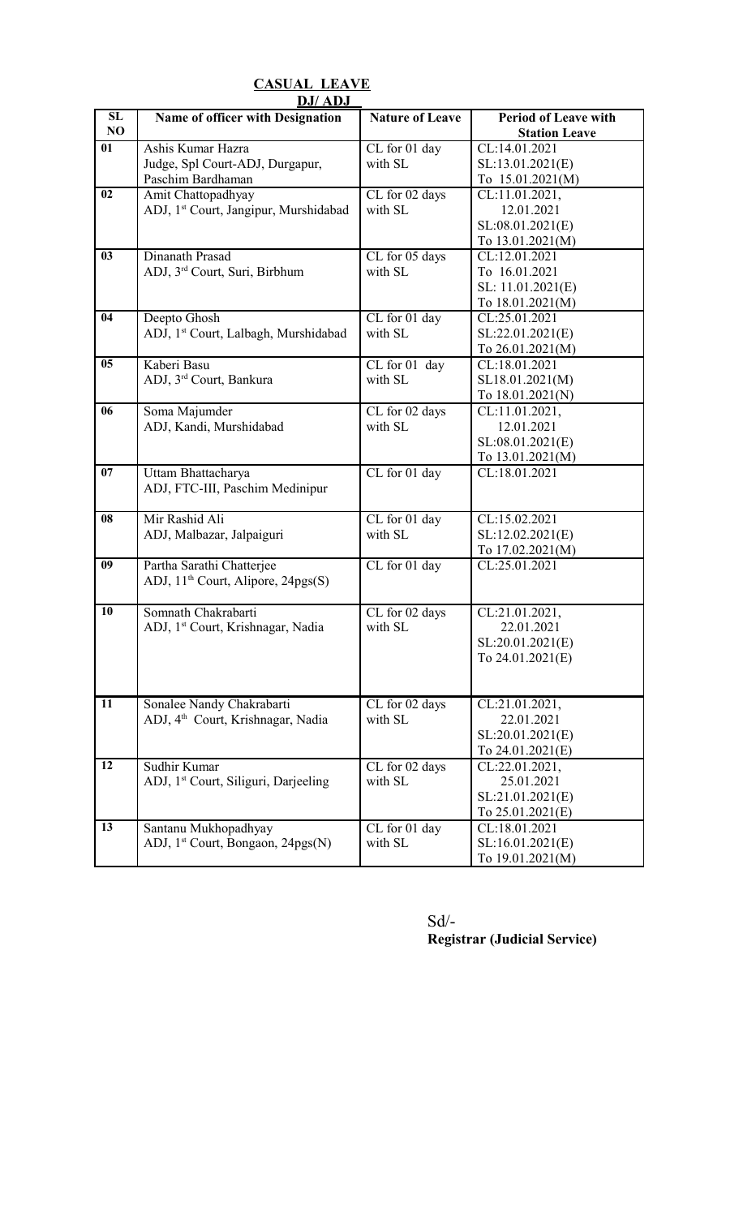**CASUAL LEAVE**

**DJ/ ADJ**

| SL NO | Name of officer with Designation | Nature of Leave | Period of Leave with Station Leave |
|---|---|---|---|
| 01 | Ashis Kumar Hazra<br>Judge, Spl Court-ADJ, Durgapur, Paschim Bardhaman | CL for 01 day with SL | CL:14.01.2021<br>SL:13.01.2021(E)<br>To 15.01.2021(M) |
| 02 | Amit Chattopadhyay<br>ADJ, 1st Court, Jangipur, Murshidabad | CL for 02 days with SL | CL:11.01.2021, 12.01.2021<br>SL:08.01.2021(E)<br>To 13.01.2021(M) |
| 03 | Dinanath Prasad<br>ADJ, 3rd Court, Suri, Birbhum | CL for 05 days with SL | CL:12.01.2021<br>To 16.01.2021<br>SL: 11.01.2021(E)<br>To 18.01.2021(M) |
| 04 | Deepto Ghosh<br>ADJ, 1st Court, Lalbagh, Murshidabad | CL for 01 day with SL | CL:25.01.2021<br>SL:22.01.2021(E)<br>To 26.01.2021(M) |
| 05 | Kaberi Basu<br>ADJ, 3rd Court, Bankura | CL for 01 day with SL | CL:18.01.2021<br>SL18.01.2021(M)<br>To 18.01.2021(N) |
| 06 | Soma Majumder<br>ADJ, Kandi, Murshidabad | CL for 02 days with SL | CL:11.01.2021, 12.01.2021<br>SL:08.01.2021(E)<br>To 13.01.2021(M) |
| 07 | Uttam Bhattacharya<br>ADJ, FTC-III, Paschim Medinipur | CL for 01 day | CL:18.01.2021 |
| 08 | Mir Rashid Ali<br>ADJ, Malbazar, Jalpaiguri | CL for 01 day with SL | CL:15.02.2021<br>SL:12.02.2021(E)<br>To 17.02.2021(M) |
| 09 | Partha Sarathi Chatterjee<br>ADJ, 11th Court, Alipore, 24pgs(S) | CL for 01 day | CL:25.01.2021 |
| 10 | Somnath Chakrabarti<br>ADJ, 1st Court, Krishnagar, Nadia | CL for 02 days with SL | CL:21.01.2021, 22.01.2021<br>SL:20.01.2021(E)<br>To 24.01.2021(E) |
| 11 | Sonalee Nandy Chakrabarti<br>ADJ, 4th Court, Krishnagar, Nadia | CL for 02 days with SL | CL:21.01.2021, 22.01.2021<br>SL:20.01.2021(E)<br>To 24.01.2021(E) |
| 12 | Sudhir Kumar<br>ADJ, 1st Court, Siliguri, Darjeeling | CL for 02 days with SL | CL:22.01.2021, 25.01.2021<br>SL:21.01.2021(E)<br>To 25.01.2021(E) |
| 13 | Santanu Mukhopadhyay<br>ADJ, 1st Court, Bongaon, 24pgs(N) | CL for 01 day with SL | CL:18.01.2021<br>SL:16.01.2021(E)<br>To 19.01.2021(M) |

Sd/-
**Registrar (Judicial Service)**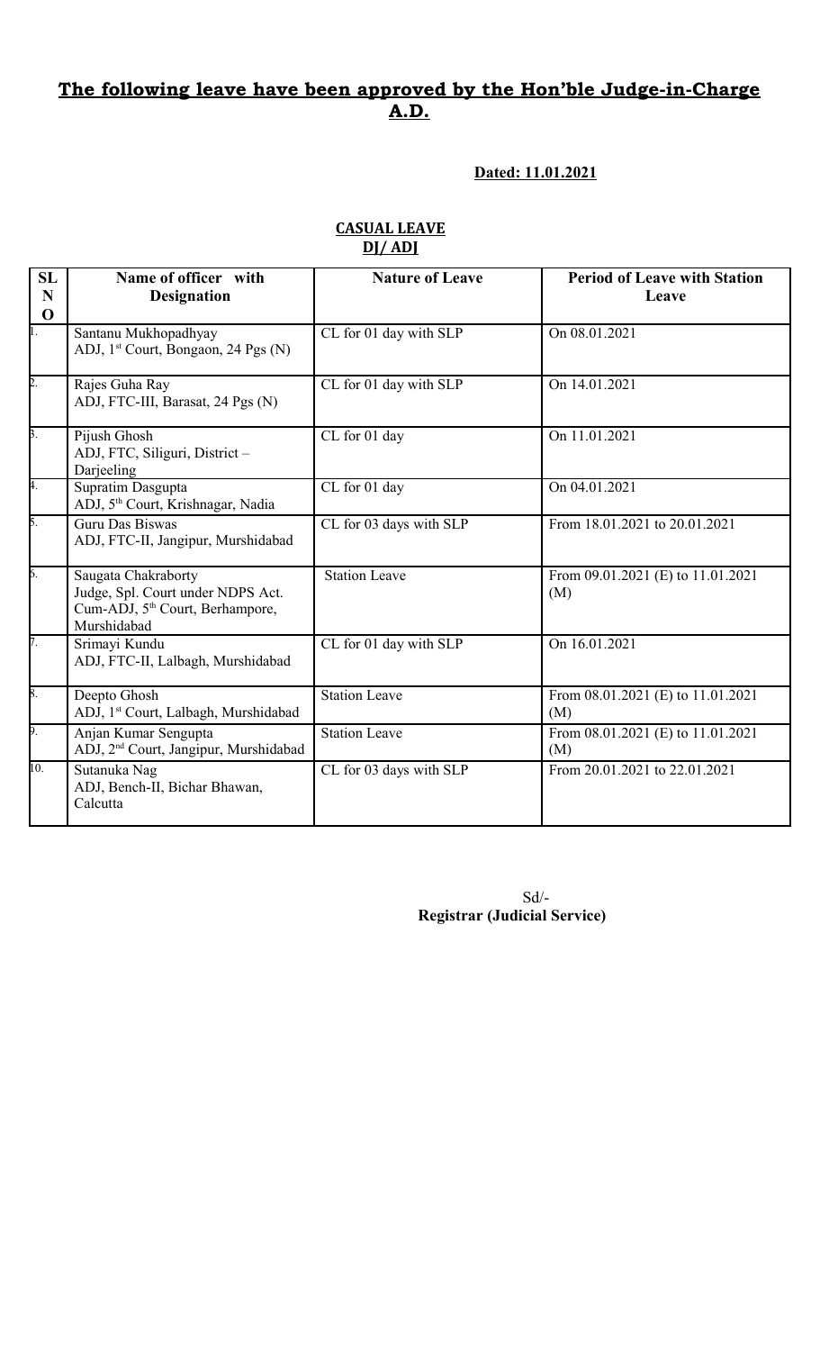## **The following leave have been approved by the Hon'ble Judge-in-Charge A.D.**

**Dated: 11.01.2021**

**CASUAL LEAVE**
**DJ/ ADJ**

| SL NO | Name of officer with Designation | Nature of Leave | Period of Leave with Station Leave |
|---|---|---|---|
| 1. | Santanu Mukhopadhyay ADJ, 1st Court, Bongaon, 24 Pgs (N) | CL for 01 day with SLP | On 08.01.2021 |
| 2. | Rajes Guha Ray ADJ, FTC-III, Barasat, 24 Pgs (N) | CL for 01 day with SLP | On 14.01.2021 |
| 3. | Pijush Ghosh ADJ, FTC, Siliguri, District – Darjeeling | CL for 01 day | On 11.01.2021 |
| 4. | Supratim Dasgupta ADJ, 5th Court, Krishnagar, Nadia | CL for 01 day | On 04.01.2021 |
| 5. | Guru Das Biswas ADJ, FTC-II, Jangipur, Murshidabad | CL for 03 days with SLP | From 18.01.2021 to 20.01.2021 |
| 6. | Saugata Chakraborty Judge, Spl. Court under NDPS Act. Cum-ADJ, 5th Court, Berhampore, Murshidabad | Station Leave | From 09.01.2021 (E) to 11.01.2021 (M) |
| 7. | Srimayi Kundu ADJ, FTC-II, Lalbagh, Murshidabad | CL for 01 day with SLP | On 16.01.2021 |
| 8. | Deepto Ghosh ADJ, 1st Court, Lalbagh, Murshidabad | Station Leave | From 08.01.2021 (E) to 11.01.2021 (M) |
| 9. | Anjan Kumar Sengupta ADJ, 2nd Court, Jangipur, Murshidabad | Station Leave | From 08.01.2021 (E) to 11.01.2021 (M) |
| 10. | Sutanuka Nag ADJ, Bench-II, Bichar Bhawan, Calcutta | CL for 03 days with SLP | From 20.01.2021 to 22.01.2021 |

Sd/-
**Registrar (Judicial Service)**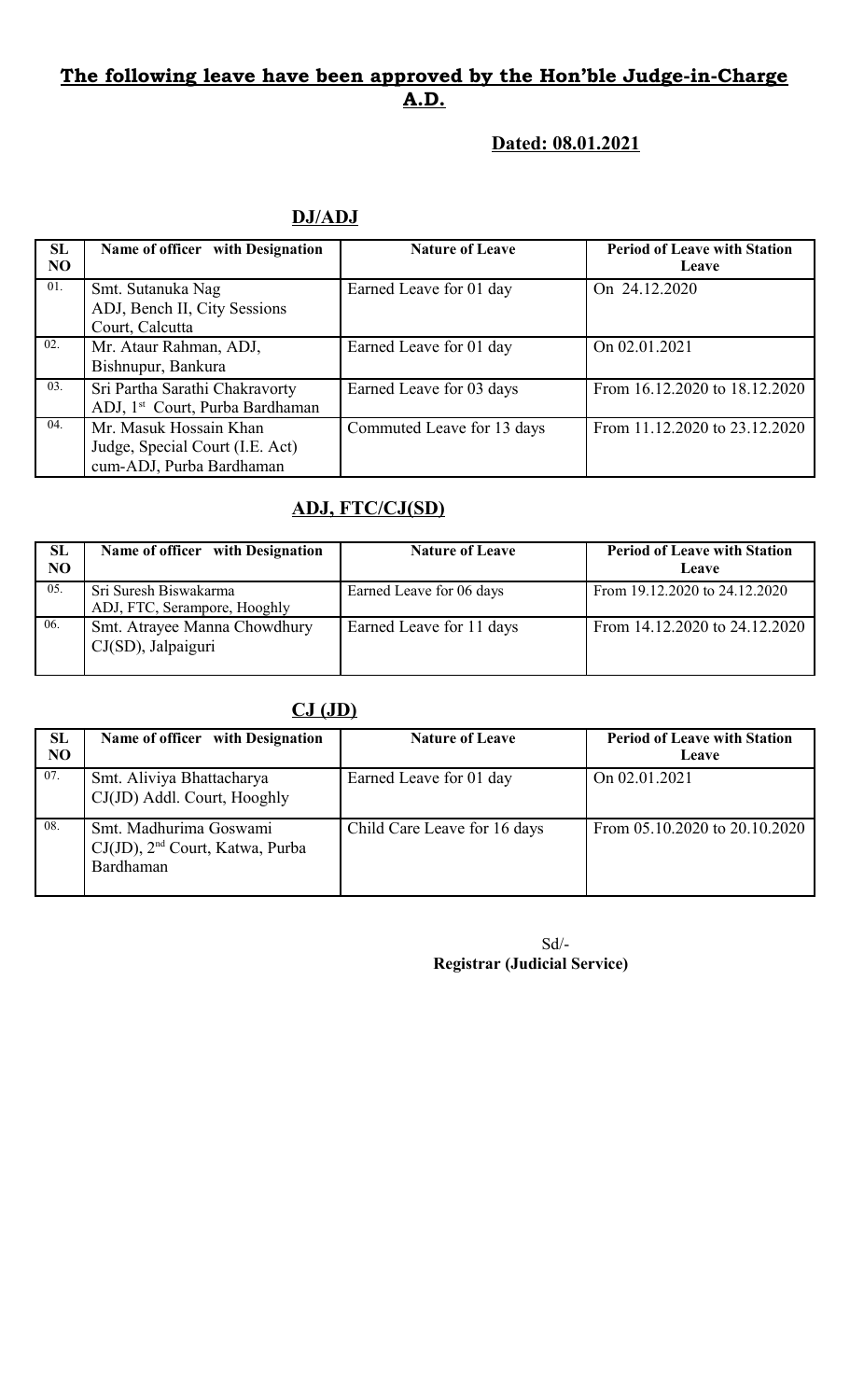**The following leave have been approved by the Hon'ble Judge-in-Charge A.D.**

**Dated: 08.01.2021**

**DJ/ADJ**

| SL NO | Name of officer with Designation | Nature of Leave | Period of Leave with Station Leave |
|---|---|---|---|
| 01. | Smt. Sutanuka Nag<br>ADJ, Bench II, City Sessions Court, Calcutta | Earned Leave for 01 day | On 24.12.2020 |
| 02. | Mr. Ataur Rahman, ADJ, Bishnupur, Bankura | Earned Leave for 01 day | On 02.01.2021 |
| 03. | Sri Partha Sarathi Chakravorty<br>ADJ, 1st Court, Purba Bardhaman | Earned Leave for 03 days | From 16.12.2020 to 18.12.2020 |
| 04. | Mr. Masuk Hossain Khan<br>Judge, Special Court (I.E. Act) cum-ADJ, Purba Bardhaman | Commuted Leave for 13 days | From 11.12.2020 to 23.12.2020 |

**ADJ, FTC/CJ(SD)**

| SL NO | Name of officer with Designation | Nature of Leave | Period of Leave with Station Leave |
|---|---|---|---|
| 05. | Sri Suresh Biswakarma<br>ADJ, FTC, Serampore, Hooghly | Earned Leave for 06 days | From 19.12.2020 to 24.12.2020 |
| 06. | Smt. Atrayee Manna Chowdhury<br>CJ(SD), Jalpaiguri | Earned Leave for 11 days | From 14.12.2020 to 24.12.2020 |

**CJ (JD)**

| SL NO | Name of officer with Designation | Nature of Leave | Period of Leave with Station Leave |
|---|---|---|---|
| 07. | Smt. Aliviya Bhattacharya<br>CJ(JD) Addl. Court, Hooghly | Earned Leave for 01 day | On 02.01.2021 |
| 08. | Smt. Madhurima Goswami<br>CJ(JD), 2nd Court, Katwa, Purba Bardhaman | Child Care Leave for 16 days | From 05.10.2020 to 20.10.2020 |

Sd/-
**Registrar (Judicial Service)**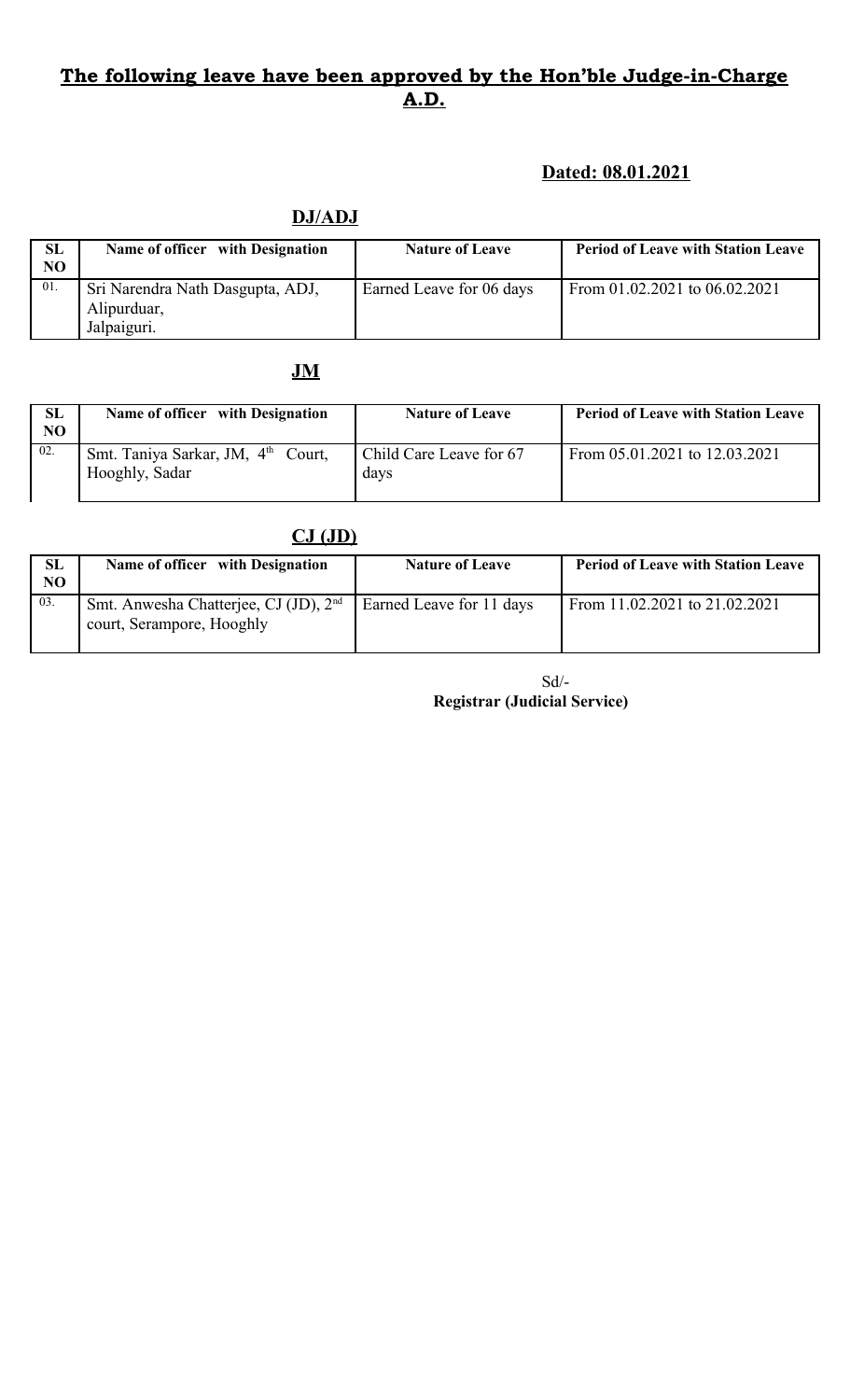**The following leave have been approved by the Hon'ble Judge-in-Charge A.D.**

**Dated: 08.01.2021**

**DJ/ADJ**

| SL NO | Name of officer with Designation | Nature of Leave | Period of Leave with Station Leave |
|---|---|---|---|
| 01. | Sri Narendra Nath Dasgupta, ADJ, Alipurduar, Jalpaiguri. | Earned Leave for 06 days | From 01.02.2021 to 06.02.2021 |

**JM**

| SL NO | Name of officer with Designation | Nature of Leave | Period of Leave with Station Leave |
|---|---|---|---|
| 02. | Smt. Taniya Sarkar, JM, 4th Court, Hooghly, Sadar | Child Care Leave for 67 days | From 05.01.2021 to 12.03.2021 |

**CJ (JD)**

| SL NO | Name of officer with Designation | Nature of Leave | Period of Leave with Station Leave |
|---|---|---|---|
| 03. | Smt. Anwesha Chatterjee, CJ (JD), 2nd court, Serampore, Hooghly | Earned Leave for 11 days | From 11.02.2021 to 21.02.2021 |

Sd/-
**Registrar (Judicial Service)**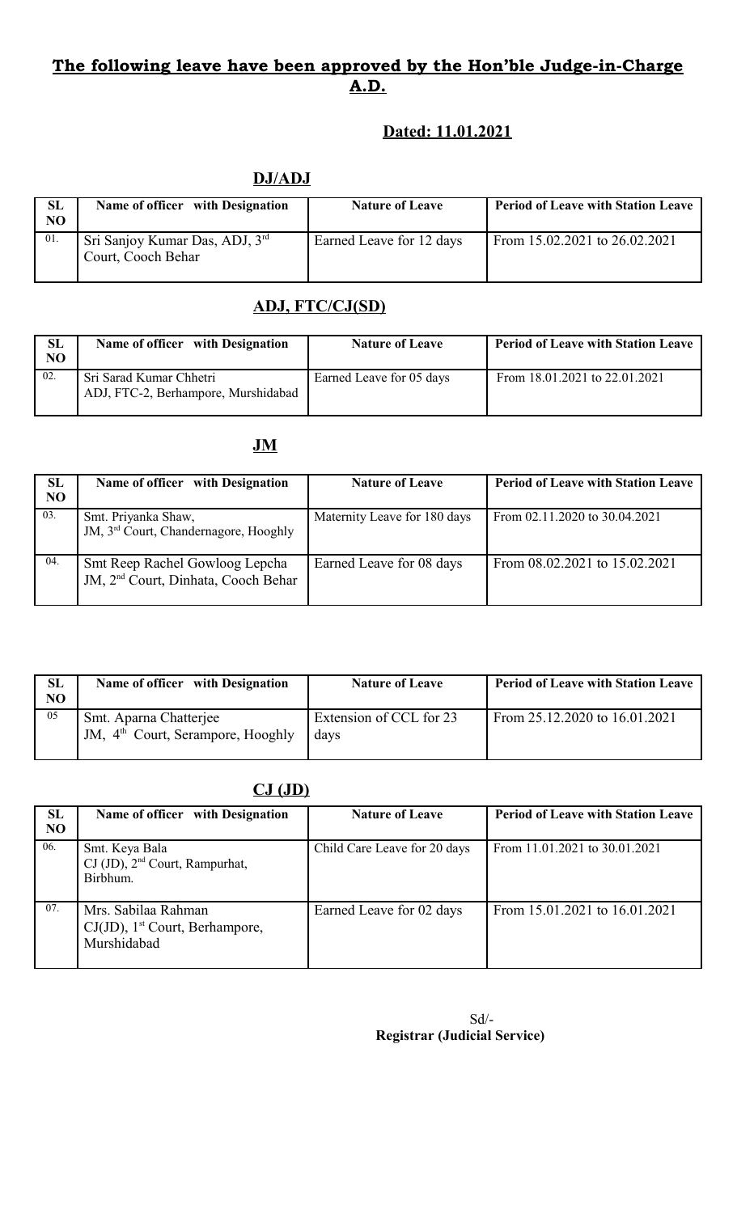## **The following leave have been approved by the Hon'ble Judge-in-Charge A.D.**

### **Dated: 11.01.2021**

### **DJ/ADJ**

| SL NO | Name of officer with Designation | Nature of Leave | Period of Leave with Station Leave |
|---|---|---|---|
| 01. | Sri Sanjoy Kumar Das, ADJ, 3rd Court, Cooch Behar | Earned Leave for 12 days | From 15.02.2021 to 26.02.2021 |

### **ADJ, FTC/CJ(SD)**

| SL NO | Name of officer with Designation | Nature of Leave | Period of Leave with Station Leave |
|---|---|---|---|
| 02. | Sri Sarad Kumar Chhetri ADJ, FTC-2, Berhampore, Murshidabad | Earned Leave for 05 days | From 18.01.2021 to 22.01.2021 |

### **JM**

| SL NO | Name of officer with Designation | Nature of Leave | Period of Leave with Station Leave |
|---|---|---|---|
| 03. | Smt. Priyanka Shaw, JM, 3rd Court, Chandernagore, Hooghly | Maternity Leave for 180 days | From 02.11.2020 to 30.04.2021 |
| 04. | Smt Reep Rachel Gowloog Lepcha JM, 2nd Court, Dinhata, Cooch Behar | Earned Leave for 08 days | From 08.02.2021 to 15.02.2021 |

| SL NO | Name of officer with Designation | Nature of Leave | Period of Leave with Station Leave |
|---|---|---|---|
| 05 | Smt. Aparna Chatterjee JM, 4th Court, Serampore, Hooghly | Extension of CCL for 23 days | From 25.12.2020 to 16.01.2021 |

### **CJ (JD)**

| SL NO | Name of officer with Designation | Nature of Leave | Period of Leave with Station Leave |
|---|---|---|---|
| 06. | Smt. Keya Bala CJ (JD), 2nd Court, Rampurhat, Birbhum. | Child Care Leave for 20 days | From 11.01.2021 to 30.01.2021 |
| 07. | Mrs. Sabilaa Rahman CJ(JD), 1st Court, Berhampore, Murshidabad | Earned Leave for 02 days | From 15.01.2021 to 16.01.2021 |

Sd/-
**Registrar (Judicial Service)**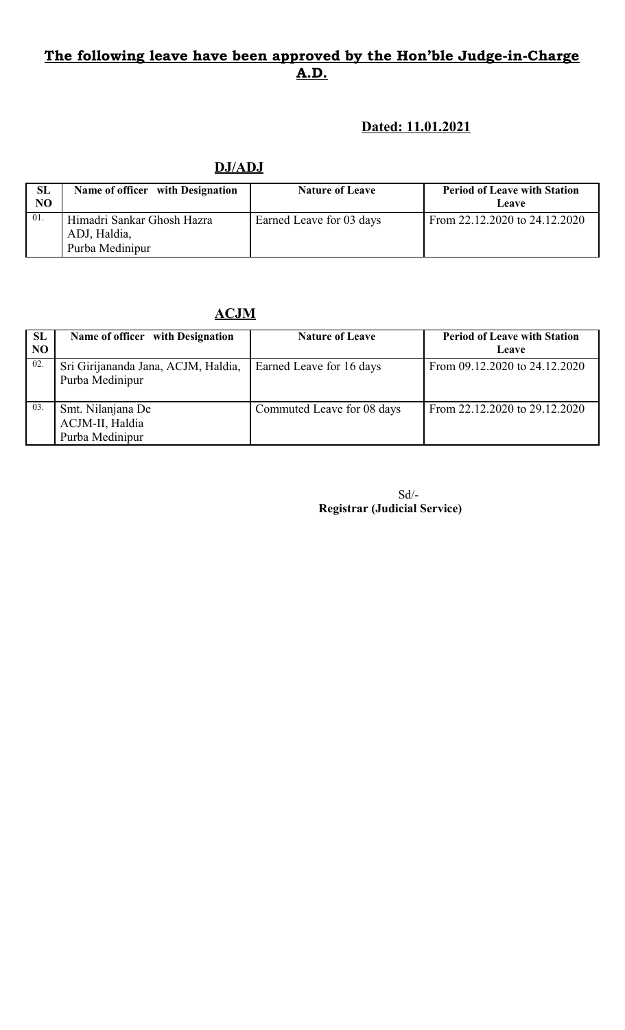## **The following leave have been approved by the Hon'ble Judge-in-Charge A.D.**

**Dated: 11.01.2021**

**DJ/ADJ**

| SL NO | Name of officer with Designation | Nature of Leave | Period of Leave with Station Leave |
|---|---|---|---|
| 01. | Himadri Sankar Ghosh Hazra ADJ, Haldia, Purba Medinipur | Earned Leave for 03 days | From 22.12.2020 to 24.12.2020 |

**ACJM**

| SL NO | Name of officer with Designation | Nature of Leave | Period of Leave with Station Leave |
|---|---|---|---|
| 02. | Sri Girijananda Jana, ACJM, Haldia, Purba Medinipur | Earned Leave for 16 days | From 09.12.2020 to 24.12.2020 |
| 03. | Smt. Nilanjana De ACJM-II, Haldia Purba Medinipur | Commuted Leave for 08 days | From 22.12.2020 to 29.12.2020 |

Sd/-
**Registrar (Judicial Service)**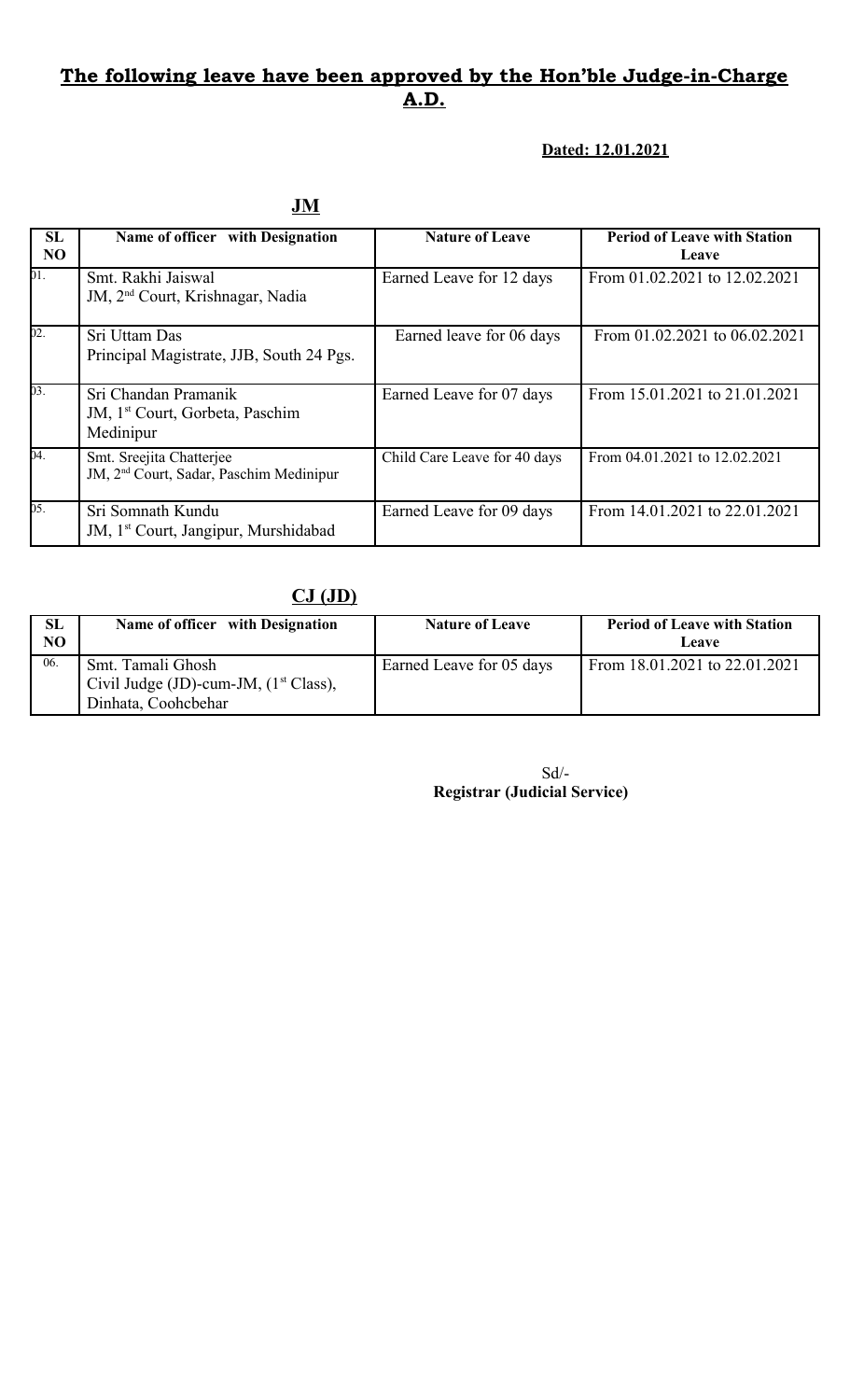**The following leave have been approved by the Hon'ble Judge-in-Charge A.D.**

**Dated: 12.01.2021**

**JM**

| SL NO | Name of officer with Designation | Nature of Leave | Period of Leave with Station Leave |
|---|---|---|---|
| 01. | Smt. Rakhi Jaiswal<br>JM, 2nd Court, Krishnagar, Nadia | Earned Leave for 12 days | From 01.02.2021 to 12.02.2021 |
| 02. | Sri Uttam Das<br>Principal Magistrate, JJB, South 24 Pgs. | Earned leave for 06 days | From 01.02.2021 to 06.02.2021 |
| 03. | Sri Chandan Pramanik<br>JM, 1st Court, Gorbeta, Paschim Medinipur | Earned Leave for 07 days | From 15.01.2021 to 21.01.2021 |
| 04. | Smt. Sreejita Chatterjee<br>JM, 2nd Court, Sadar, Paschim Medinipur | Child Care Leave for 40 days | From 04.01.2021 to 12.02.2021 |
| 05. | Sri Somnath Kundu<br>JM, 1st Court, Jangipur, Murshidabad | Earned Leave for 09 days | From 14.01.2021 to 22.01.2021 |

**CJ (JD)**

| SL NO | Name of officer with Designation | Nature of Leave | Period of Leave with Station Leave |
|---|---|---|---|
| 06. | Smt. Tamali Ghosh<br>Civil Judge (JD)-cum-JM, (1st Class), Dinhata, Coohcbehar | Earned Leave for 05 days | From 18.01.2021 to 22.01.2021 |

Sd/-
**Registrar (Judicial Service)**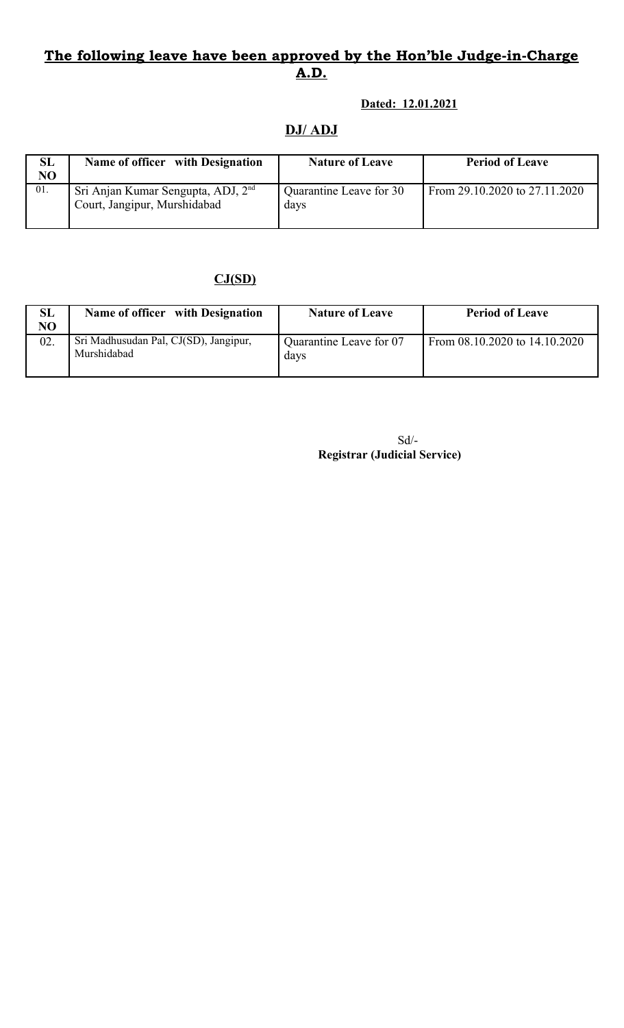**The following leave have been approved by the Hon'ble Judge-in-Charge A.D.**

**Dated: 12.01.2021**

## DJ/ ADJ

| SL NO | Name of officer with Designation | Nature of Leave | Period of Leave |
|---|---|---|---|
| 01. | Sri Anjan Kumar Sengupta, ADJ, 2nd Court, Jangipur, Murshidabad | Quarantine Leave for 30 days | From 29.10.2020 to 27.11.2020 |

## CJ(SD)

| SL NO | Name of officer with Designation | Nature of Leave | Period of Leave |
|---|---|---|---|
| 02. | Sri Madhusudan Pal, CJ(SD), Jangipur, Murshidabad | Quarantine Leave for 07 days | From 08.10.2020 to 14.10.2020 |

Sd/-
**Registrar (Judicial Service)**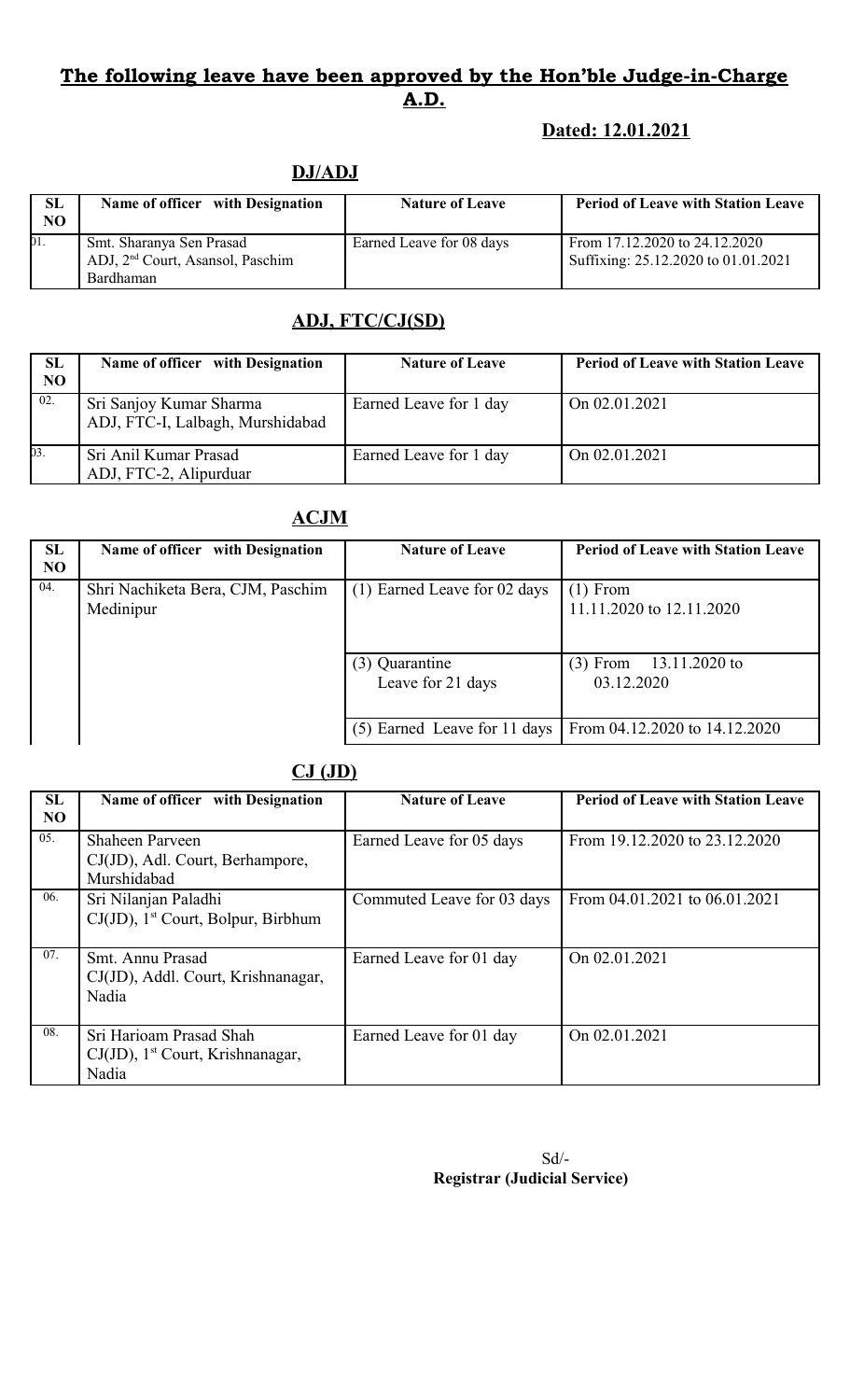## **The following leave have been approved by the Hon'ble Judge-in-Charge A.D.**

**Dated: 12.01.2021**

### DJ/ADJ

| SL NO | Name of officer with Designation | Nature of Leave | Period of Leave with Station Leave |
|---|---|---|---|
| 01. | Smt. Sharanya Sen Prasad ADJ, 2nd Court, Asansol, Paschim Bardhaman | Earned Leave for 08 days | From 17.12.2020 to 24.12.2020 Suffixing: 25.12.2020 to 01.01.2021 |

### ADJ, FTC/CJ(SD)

| SL NO | Name of officer with Designation | Nature of Leave | Period of Leave with Station Leave |
|---|---|---|---|
| 02. | Sri Sanjoy Kumar Sharma ADJ, FTC-I, Lalbagh, Murshidabad | Earned Leave for 1 day | On 02.01.2021 |
| 03. | Sri Anil Kumar Prasad ADJ, FTC-2, Alipurduar | Earned Leave for 1 day | On 02.01.2021 |

### ACJM

| SL NO | Name of officer with Designation | Nature of Leave | Period of Leave with Station Leave |
|---|---|---|---|
| 04. | Shri Nachiketa Bera, CJM, Paschim Medinipur | (1) Earned Leave for 02 days | (1) From 11.11.2020 to 12.11.2020 |
| | | (3) Quarantine Leave for 21 days | (3) From 13.11.2020 to 03.12.2020 |
| | | (5) Earned Leave for 11 days | From 04.12.2020 to 14.12.2020 |

### CJ (JD)

| SL NO | Name of officer with Designation | Nature of Leave | Period of Leave with Station Leave |
|---|---|---|---|
| 05. | Shaheen Parveen CJ(JD), Adl. Court, Berhampore, Murshidabad | Earned Leave for 05 days | From 19.12.2020 to 23.12.2020 |
| 06. | Sri Nilanjan Paladhi CJ(JD), 1st Court, Bolpur, Birbhum | Commuted Leave for 03 days | From 04.01.2021 to 06.01.2021 |
| 07. | Smt. Annu Prasad CJ(JD), Addl. Court, Krishnanagar, Nadia | Earned Leave for 01 day | On 02.01.2021 |
| 08. | Sri Harioam Prasad Shah CJ(JD), 1st Court, Krishnanagar, Nadia | Earned Leave for 01 day | On 02.01.2021 |

Sd/-
**Registrar (Judicial Service)**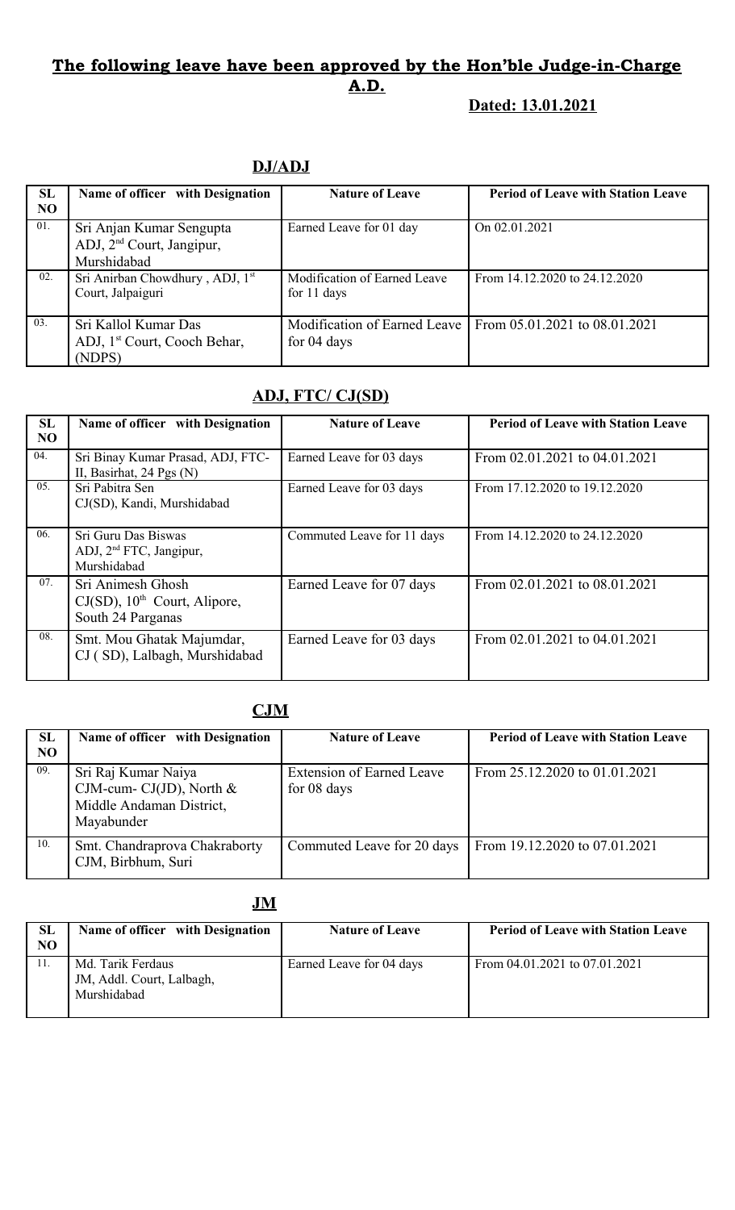**The following leave have been approved by the Hon'ble Judge-in-Charge A.D.**

**Dated: 13.01.2021**

## DJ/ADJ

| SL NO | Name of officer with Designation | Nature of Leave | Period of Leave with Station Leave |
|---|---|---|---|
| 01. | Sri Anjan Kumar Sengupta ADJ, 2nd Court, Jangipur, Murshidabad | Earned Leave for 01 day | On 02.01.2021 |
| 02. | Sri Anirban Chowdhury , ADJ, 1st Court, Jalpaiguri | Modification of Earned Leave for 11 days | From 14.12.2020 to 24.12.2020 |
| 03. | Sri Kallol Kumar Das ADJ, 1st Court, Cooch Behar, (NDPS) | Modification of Earned Leave for 04 days | From 05.01.2021 to 08.01.2021 |

## ADJ, FTC/ CJ(SD)

| SL NO | Name of officer with Designation | Nature of Leave | Period of Leave with Station Leave |
|---|---|---|---|
| 04. | Sri Binay Kumar Prasad, ADJ, FTC-II, Basirhat, 24 Pgs (N) | Earned Leave for 03 days | From 02.01.2021 to 04.01.2021 |
| 05. | Sri Pabitra Sen CJ(SD), Kandi, Murshidabad | Earned Leave for 03 days | From 17.12.2020 to 19.12.2020 |
| 06. | Sri Guru Das Biswas ADJ, 2nd FTC, Jangipur, Murshidabad | Commuted Leave for 11 days | From 14.12.2020 to 24.12.2020 |
| 07. | Sri Animesh Ghosh CJ(SD), 10th Court, Alipore, South 24 Parganas | Earned Leave for 07 days | From 02.01.2021 to 08.01.2021 |
| 08. | Smt. Mou Ghatak Majumdar, CJ ( SD), Lalbagh, Murshidabad | Earned Leave for 03 days | From 02.01.2021 to 04.01.2021 |

## CJM

| SL NO | Name of officer with Designation | Nature of Leave | Period of Leave with Station Leave |
|---|---|---|---|
| 09. | Sri Raj Kumar Naiya CJM-cum- CJ(JD), North & Middle Andaman District, Mayabunder | Extension of Earned Leave for 08 days | From 25.12.2020 to 01.01.2021 |
| 10. | Smt. Chandraprova Chakraborty CJM, Birbhum, Suri | Commuted Leave for 20 days | From 19.12.2020 to 07.01.2021 |

## JM

| SL NO | Name of officer with Designation | Nature of Leave | Period of Leave with Station Leave |
|---|---|---|---|
| 11. | Md. Tarik Ferdaus JM, Addl. Court, Lalbagh, Murshidabad | Earned Leave for 04 days | From 04.01.2021 to 07.01.2021 |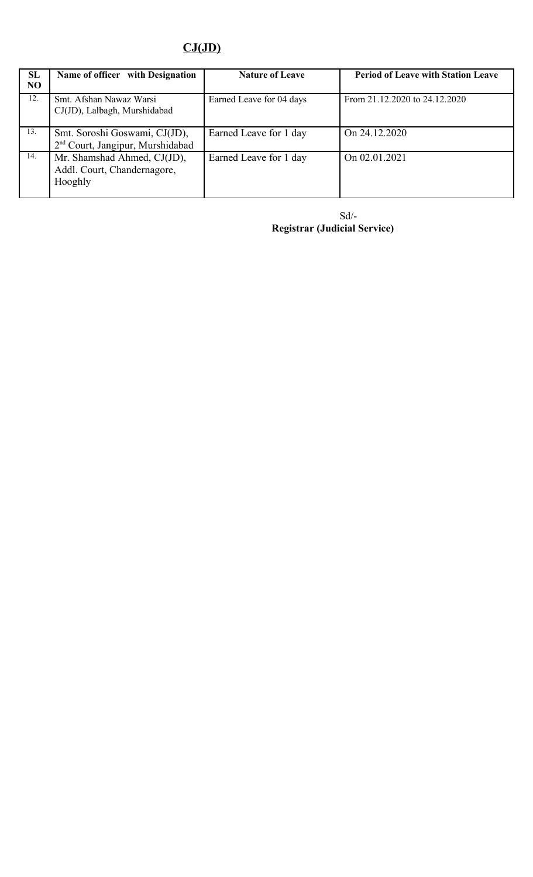**CJ(JD)**

| SL NO | Name of officer with Designation | Nature of Leave | Period of Leave with Station Leave |
|---|---|---|---|
| 12. | Smt. Afshan Nawaz Warsi CJ(JD), Lalbagh, Murshidabad | Earned Leave for 04 days | From 21.12.2020 to 24.12.2020 |
| 13. | Smt. Soroshi Goswami, CJ(JD), 2nd Court, Jangipur, Murshidabad | Earned Leave for 1 day | On 24.12.2020 |
| 14. | Mr. Shamshad Ahmed, CJ(JD), Addl. Court, Chandernagore, Hooghly | Earned Leave for 1 day | On 02.01.2021 |

Sd/-
**Registrar (Judicial Service)**